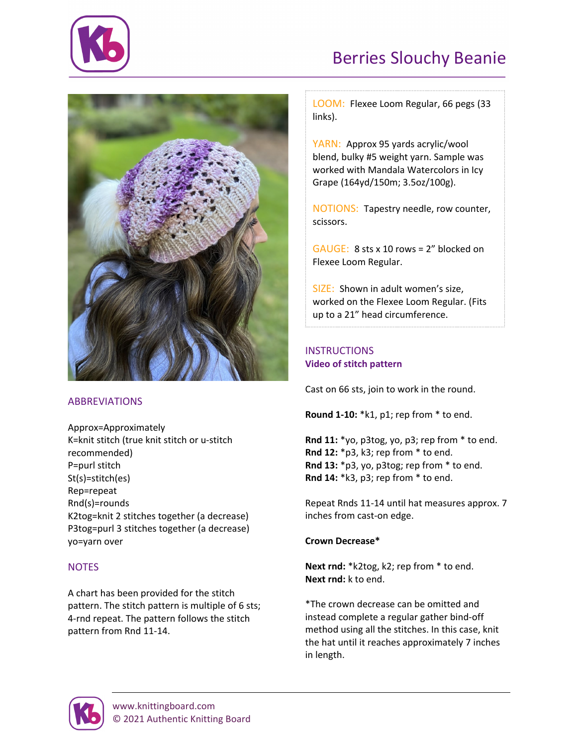# Berries Slouchy Beanie

LOOM: Flexee Loom Regular, 66 pegs (33 links).

YARN: Approx 95 yards acrylic/wool blend, bulky #5 weight yarn. Sample was worked with Mandala Watercolors in Icy Grape (164yd/150m; 3.5oz/100g).

NOTIONS: Tapestry needle, row counter, scissors.

GAUGE: 8 sts x 10 rows = 2" blocked on Flexee Loom Regular.

SIZE: Shown in adult women's size, worked on the Flexee Loom Regular. (Fits up to a 21" head circumference.

## ABBREVIATIONS

Approx=Approximately
K=knit stitch (true knit stitch or u-stitch recommended)
P=purl stitch
St(s)=stitch(es)
Rep=repeat
Rnd(s)=rounds
K2tog=knit 2 stitches together (a decrease)
P3tog=purl 3 stitches together (a decrease)
yo=yarn over

## NOTES

A chart has been provided for the stitch pattern. The stitch pattern is multiple of 6 sts; 4-rnd repeat. The pattern follows the stitch pattern from Rnd 11-14.

## INSTRUCTIONS

**Video of stitch pattern**

Cast on 66 sts, join to work in the round.

**Round 1-10:** *k1, p1; rep from * to end.

**Rnd 11:** *yo, p3tog, yo, p3; rep from * to end.
**Rnd 12:** *p3, k3; rep from * to end.
**Rnd 13:** *p3, yo, p3tog; rep from * to end.
**Rnd 14:** *k3, p3; rep from * to end.

Repeat Rnds 11-14 until hat measures approx. 7 inches from cast-on edge.

**Crown Decrease***

**Next rnd:** *k2tog, k2; rep from * to end.
**Next rnd:** k to end.

*The crown decrease can be omitted and instead complete a regular gather bind-off method using all the stitches. In this case, knit the hat until it reaches approximately 7 inches in length.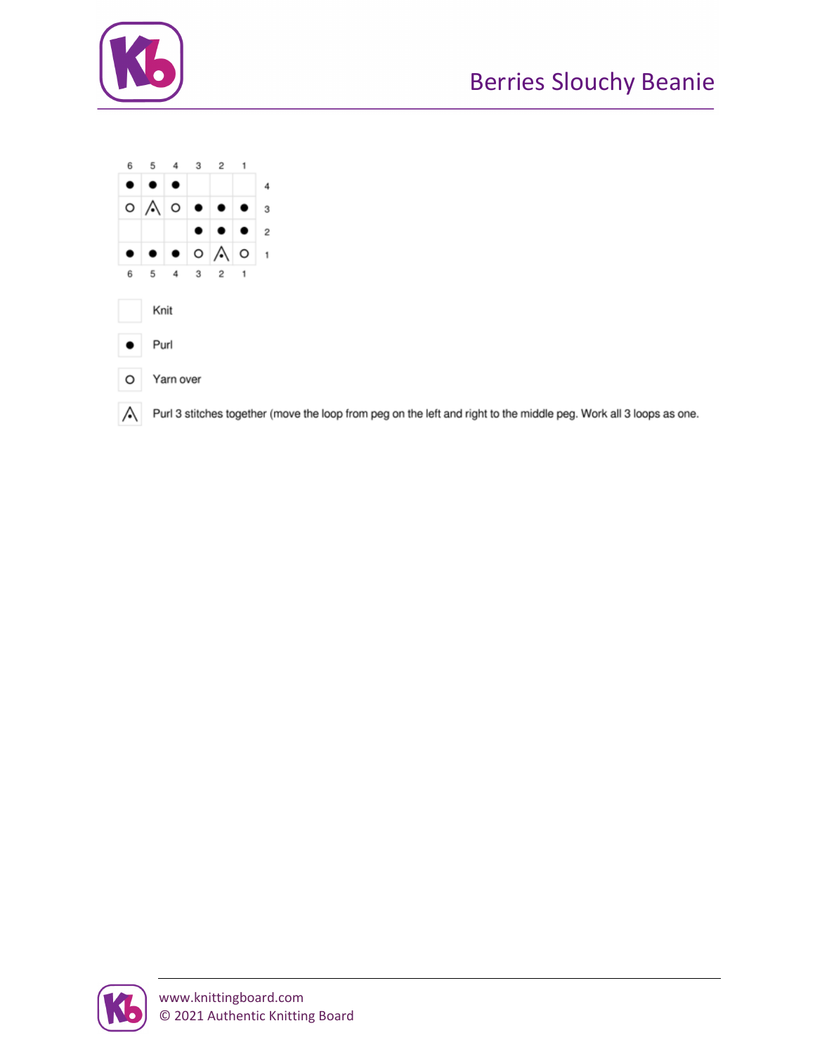| | 6 | 5 | 4 | 3 | 2 | 1 | |
|---|---|---|---|---|---|---|---|
| | ● | ● | ● | | | | 4 |
| | ○ | ⩘ | ○ | ● | ● | ● | 3 |
| | | | | ● | ● | ● | 2 |
| | ● | ● | ● | ○ | ⩘ | ○ | 1 |
| | 6 | 5 | 4 | 3 | 2 | 1 | |

| | |
|---|---|
| (blank) | Knit |
| ● | Purl |
| ○ | Yarn over |
| ⩘ | Purl 3 stitches together (move the loop from peg on the left and right to the middle peg. Work all 3 loops as one. |